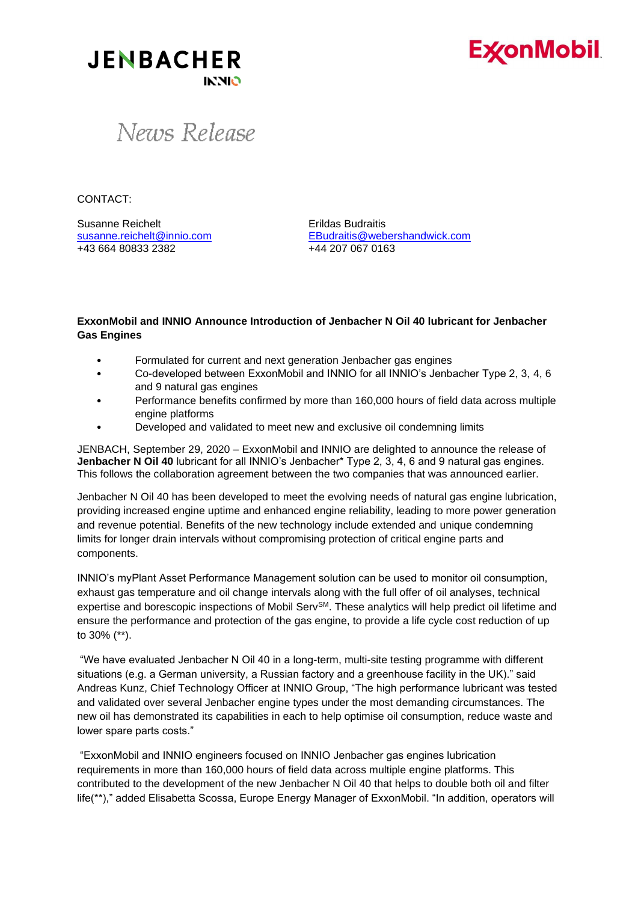JENBACHER INNIO

ExxonMobil

*News Release*

CONTACT:

Susanne Reichelt
susanne.reichelt@innio.com
+43 664 80833 2382

Erildas Budraitis
EBudraitis@webershandwick.com
+44 207 067 0163

**ExxonMobil and INNIO Announce Introduction of Jenbacher N Oil 40 lubricant for Jenbacher Gas Engines**

- Formulated for current and next generation Jenbacher gas engines
- Co-developed between ExxonMobil and INNIO for all INNIO's Jenbacher Type 2, 3, 4, 6 and 9 natural gas engines
- Performance benefits confirmed by more than 160,000 hours of field data across multiple engine platforms
- Developed and validated to meet new and exclusive oil condemning limits

JENBACH, September 29, 2020 – ExxonMobil and INNIO are delighted to announce the release of **Jenbacher N Oil 40** lubricant for all INNIO's Jenbacher* Type 2, 3, 4, 6 and 9 natural gas engines. This follows the collaboration agreement between the two companies that was announced earlier.

Jenbacher N Oil 40 has been developed to meet the evolving needs of natural gas engine lubrication, providing increased engine uptime and enhanced engine reliability, leading to more power generation and revenue potential. Benefits of the new technology include extended and unique condemning limits for longer drain intervals without compromising protection of critical engine parts and components.

INNIO's myPlant Asset Performance Management solution can be used to monitor oil consumption, exhaust gas temperature and oil change intervals along with the full offer of oil analyses, technical expertise and borescopic inspections of Mobil Serv[SM]. These analytics will help predict oil lifetime and ensure the performance and protection of the gas engine, to provide a life cycle cost reduction of up to 30% (**).

"We have evaluated Jenbacher N Oil 40 in a long-term, multi-site testing programme with different situations (e.g. a German university, a Russian factory and a greenhouse facility in the UK)." said Andreas Kunz, Chief Technology Officer at INNIO Group, "The high performance lubricant was tested and validated over several Jenbacher engine types under the most demanding circumstances. The new oil has demonstrated its capabilities in each to help optimise oil consumption, reduce waste and lower spare parts costs."

"ExxonMobil and INNIO engineers focused on INNIO Jenbacher gas engines lubrication requirements in more than 160,000 hours of field data across multiple engine platforms. This contributed to the development of the new Jenbacher N Oil 40 that helps to double both oil and filter life(**)," added Elisabetta Scossa, Europe Energy Manager of ExxonMobil. "In addition, operators will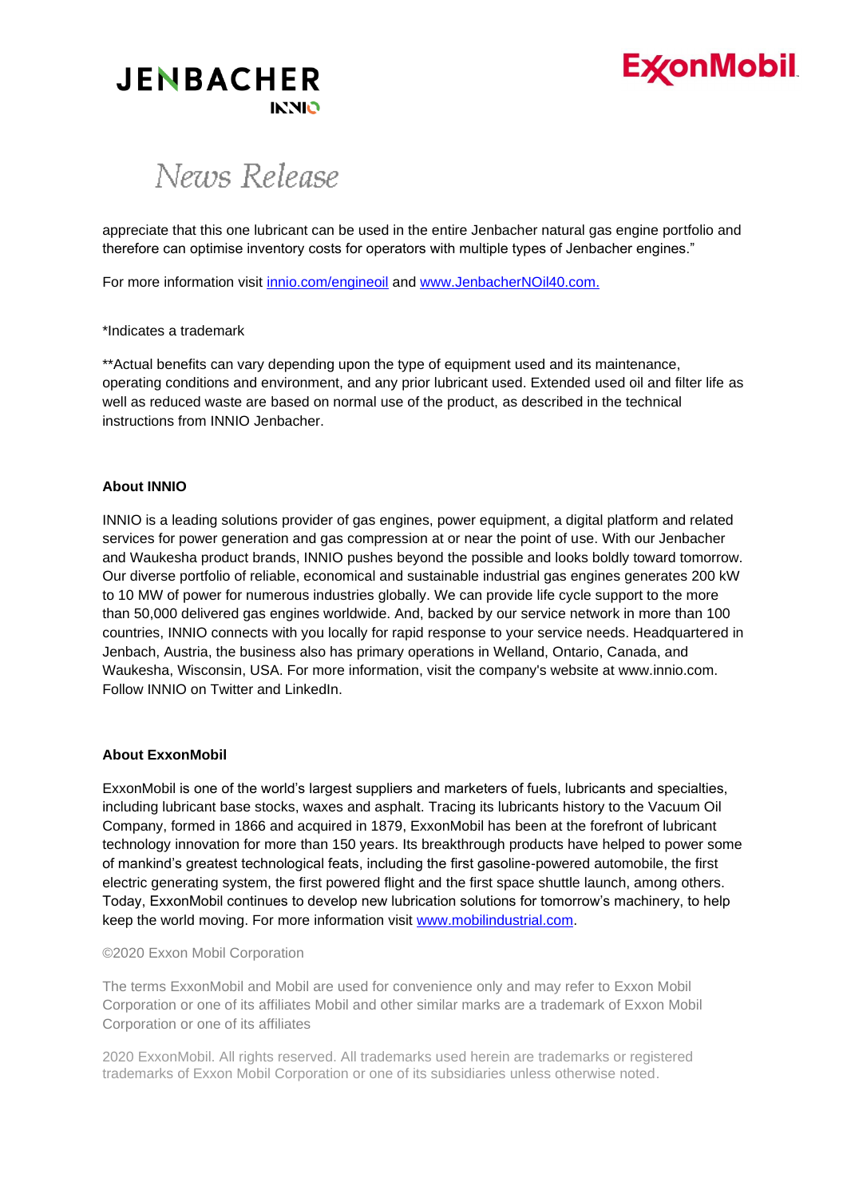appreciate that this one lubricant can be used in the entire Jenbacher natural gas engine portfolio and therefore can optimise inventory costs for operators with multiple types of Jenbacher engines."

For more information visit [innio.com/engineoil](innio.com/engineoil) and [www.JenbacherNOil40.com.](www.JenbacherNOil40.com)

*Indicates a trademark

**Actual benefits can vary depending upon the type of equipment used and its maintenance, operating conditions and environment, and any prior lubricant used. Extended used oil and filter life as well as reduced waste are based on normal use of the product, as described in the technical instructions from INNIO Jenbacher.

**About INNIO**

INNIO is a leading solutions provider of gas engines, power equipment, a digital platform and related services for power generation and gas compression at or near the point of use. With our Jenbacher and Waukesha product brands, INNIO pushes beyond the possible and looks boldly toward tomorrow. Our diverse portfolio of reliable, economical and sustainable industrial gas engines generates 200 kW to 10 MW of power for numerous industries globally. We can provide life cycle support to the more than 50,000 delivered gas engines worldwide. And, backed by our service network in more than 100 countries, INNIO connects with you locally for rapid response to your service needs. Headquartered in Jenbach, Austria, the business also has primary operations in Welland, Ontario, Canada, and Waukesha, Wisconsin, USA. For more information, visit the company's website at www.innio.com. Follow INNIO on Twitter and LinkedIn.

**About ExxonMobil**

ExxonMobil is one of the world's largest suppliers and marketers of fuels, lubricants and specialties, including lubricant base stocks, waxes and asphalt. Tracing its lubricants history to the Vacuum Oil Company, formed in 1866 and acquired in 1879, ExxonMobil has been at the forefront of lubricant technology innovation for more than 150 years. Its breakthrough products have helped to power some of mankind's greatest technological feats, including the first gasoline-powered automobile, the first electric generating system, the first powered flight and the first space shuttle launch, among others. Today, ExxonMobil continues to develop new lubrication solutions for tomorrow's machinery, to help keep the world moving. For more information visit [www.mobilindustrial.com](www.mobilindustrial.com).

©2020 Exxon Mobil Corporation

The terms ExxonMobil and Mobil are used for convenience only and may refer to Exxon Mobil Corporation or one of its affiliates Mobil and other similar marks are a trademark of Exxon Mobil Corporation or one of its affiliates

2020 ExxonMobil. All rights reserved. All trademarks used herein are trademarks or registered trademarks of Exxon Mobil Corporation or one of its subsidiaries unless otherwise noted.